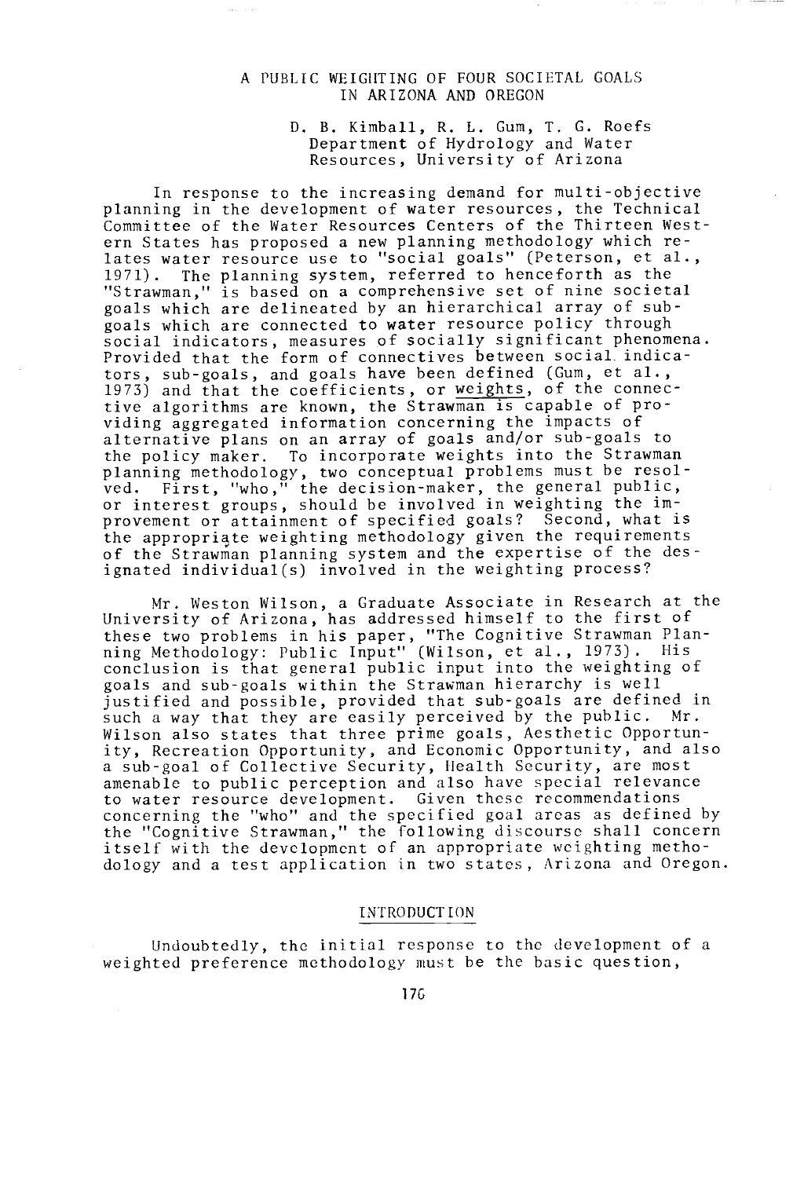# A PUBLIC WEIGHTING OF FOUR SOCIETAL GOALS IN ARIZONA AND OREGON

D. B. Kimball, R. L. Gum, T. G. Roefs
Department of Hydrology and Water Resources, University of Arizona

In response to the increasing demand for multi-objective planning in the development of water resources, the Technical Committee of the Water Resources Centers of the Thirteen Western States has proposed a new planning methodology which relates water resource use to "social goals" (Peterson, et al., 1971). The planning system, referred to henceforth as the "Strawman," is based on a comprehensive set of nine societal goals which are delineated by an hierarchical array of sub-goals which are connected to water resource policy through social indicators, measures of socially significant phenomena. Provided that the form of connectives between social indicators, sub-goals, and goals have been defined (Gum, et al., 1973) and that the coefficients, or <u>weights</u>, of the connective algorithms are known, the Strawman is capable of providing aggregated information concerning the impacts of alternative plans on an array of goals and/or sub-goals to the policy maker. To incorporate weights into the Strawman planning methodology, two conceptual problems must be resolved. First, "who," the decision-maker, the general public, or interest groups, should be involved in weighting the improvement or attainment of specified goals? Second, what is the appropriate weighting methodology given the requirements of the Strawman planning system and the expertise of the designated individual(s) involved in the weighting process?

Mr. Weston Wilson, a Graduate Associate in Research at the University of Arizona, has addressed himself to the first of these two problems in his paper, "The Cognitive Strawman Planning Methodology: Public Input" (Wilson, et al., 1973). His conclusion is that general public input into the weighting of goals and sub-goals within the Strawman hierarchy is well justified and possible, provided that sub-goals are defined in such a way that they are easily perceived by the public. Mr. Wilson also states that three prime goals, Aesthetic Opportunity, Recreation Opportunity, and Economic Opportunity, and also a sub-goal of Collective Security, Health Security, are most amenable to public perception and also have special relevance to water resource development. Given these recommendations concerning the "who" and the specified goal areas as defined by the "Cognitive Strawman," the following discourse shall concern itself with the development of an appropriate weighting methodology and a test application in two states, Arizona and Oregon.

## INTRODUCTION

Undoubtedly, the initial response to the development of a weighted preference methodology must be the basic question,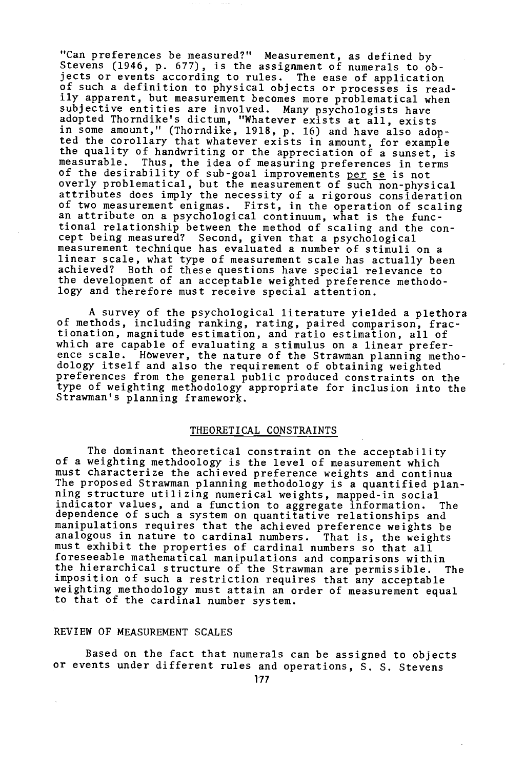"Can preferences be measured?" Measurement, as defined by Stevens (1946, p. 677), is the assignment of numerals to objects or events according to rules. The ease of application of such a definition to physical objects or processes is readily apparent, but measurement becomes more problematical when subjective entities are involved. Many psychologists have adopted Thorndike's dictum, "Whatever exists at all, exists in some amount," (Thorndike, 1918, p. 16) and have also adopted the corollary that whatever exists in amount, for example the quality of handwriting or the appreciation of a sunset, is measurable. Thus, the idea of measuring preferences in terms of the desirability of sub-goal improvements <u>per se</u> is not overly problematical, but the measurement of such non-physical attributes does imply the necessity of a rigorous consideration of two measurement enigmas. First, in the operation of scaling an attribute on a psychological continuum, what is the functional relationship between the method of scaling and the concept being measured? Second, given that a psychological measurement technique has evaluated a number of stimuli on a linear scale, what type of measurement scale has actually been achieved? Both of these questions have special relevance to the development of an acceptable weighted preference methodology and therefore must receive special attention.

A survey of the psychological literature yielded a plethora of methods, including ranking, rating, paired comparison, fractionation, magnitude estimation, and ratio estimation, all of which are capable of evaluating a stimulus on a linear preference scale. However, the nature of the Strawman planning methodology itself and also the requirement of obtaining weighted preferences from the general public produced constraints on the type of weighting methodology appropriate for inclusion into the Strawman's planning framework.

## THEORETICAL CONSTRAINTS

The dominant theoretical constraint on the acceptability of a weighting methdoology is the level of measurement which must characterize the achieved preference weights and continua The proposed Strawman planning methodology is a quantified planning structure utilizing numerical weights, mapped-in social indicator values, and a function to aggregate information. The dependence of such a system on quantitative relationships and manipulations requires that the achieved preference weights be analogous in nature to cardinal numbers. That is, the weights must exhibit the properties of cardinal numbers so that all foreseeable mathematical manipulations and comparisons within the hierarchical structure of the Strawman are permissible. The imposition of such a restriction requires that any acceptable weighting methodology must attain an order of measurement equal to that of the cardinal number system.

### REVIEW OF MEASUREMENT SCALES

Based on the fact that numerals can be assigned to objects or events under different rules and operations, S. S. Stevens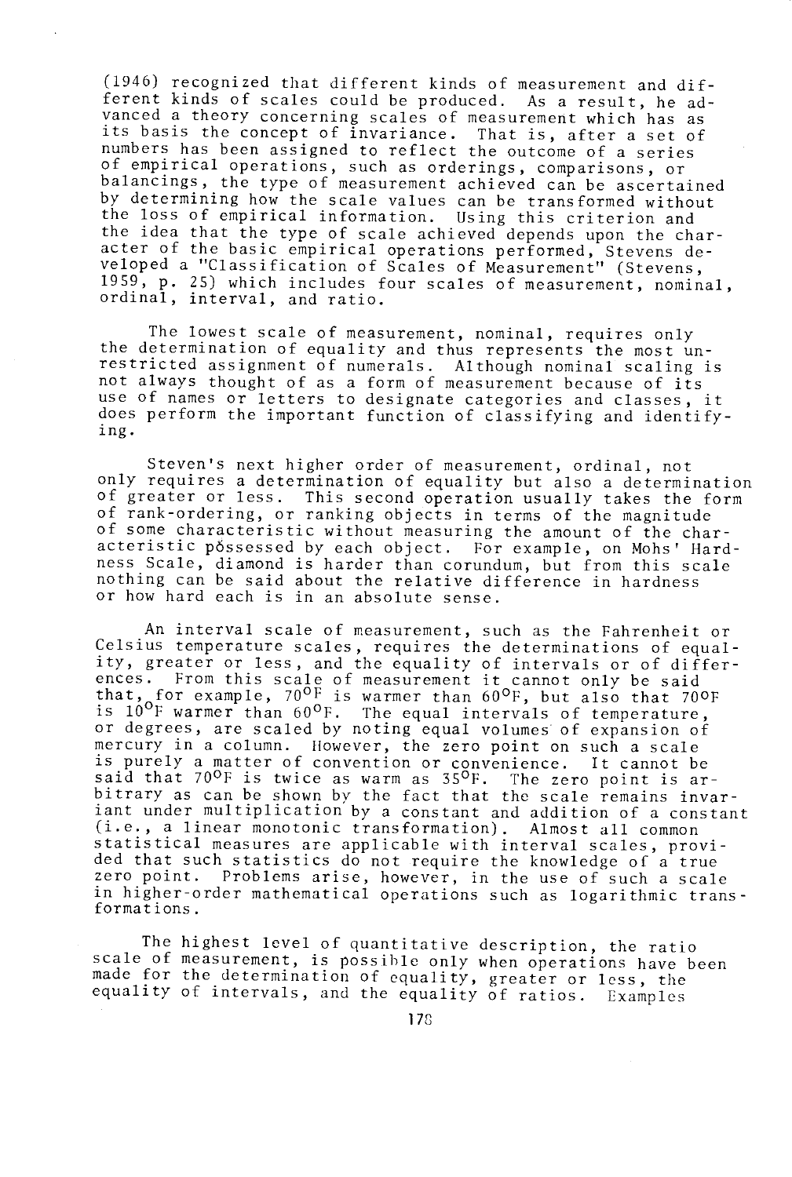(1946) recognized that different kinds of measurement and different kinds of scales could be produced. As a result, he advanced a theory concerning scales of measurement which has as its basis the concept of invariance. That is, after a set of numbers has been assigned to reflect the outcome of a series of empirical operations, such as orderings, comparisons, or balancings, the type of measurement achieved can be ascertained by determining how the scale values can be transformed without the loss of empirical information. Using this criterion and the idea that the type of scale achieved depends upon the character of the basic empirical operations performed, Stevens developed a "Classification of Scales of Measurement" (Stevens, 1959, p. 25) which includes four scales of measurement, nominal, ordinal, interval, and ratio.

The lowest scale of measurement, nominal, requires only the determination of equality and thus represents the most unrestricted assignment of numerals. Although nominal scaling is not always thought of as a form of measurement because of its use of names or letters to designate categories and classes, it does perform the important function of classifying and identifying.

Steven's next higher order of measurement, ordinal, not only requires a determination of equality but also a determination of greater or less. This second operation usually takes the form of rank-ordering, or ranking objects in terms of the magnitude of some characteristic without measuring the amount of the characteristic possessed by each object. For example, on Mohs' Hardness Scale, diamond is harder than corundum, but from this scale nothing can be said about the relative difference in hardness or how hard each is in an absolute sense.

An interval scale of measurement, such as the Fahrenheit or Celsius temperature scales, requires the determinations of equality, greater or less, and the equality of intervals or of differences. From this scale of measurement it cannot only be said that, for example, $70^{o}F$ is warmer than $60^{o}F$, but also that $70^{o}F$ is $10^{o}F$ warmer than $60^{o}F$. The equal intervals of temperature, or degrees, are scaled by noting equal volumes of expansion of mercury in a column. However, the zero point on such a scale is purely a matter of convention or convenience. It cannot be said that $70^{o}F$ is twice as warm as $35^{o}F$. The zero point is arbitrary as can be shown by the fact that the scale remains invariant under multiplication by a constant and addition of a constant (i.e., a linear monotonic transformation). Almost all common statistical measures are applicable with interval scales, provided that such statistics do not require the knowledge of a true zero point. Problems arise, however, in the use of such a scale in higher-order mathematical operations such as logarithmic transformations.

The highest level of quantitative description, the ratio scale of measurement, is possible only when operations have been made for the determination of equality, greater or less, the equality of intervals, and the equality of ratios. Examples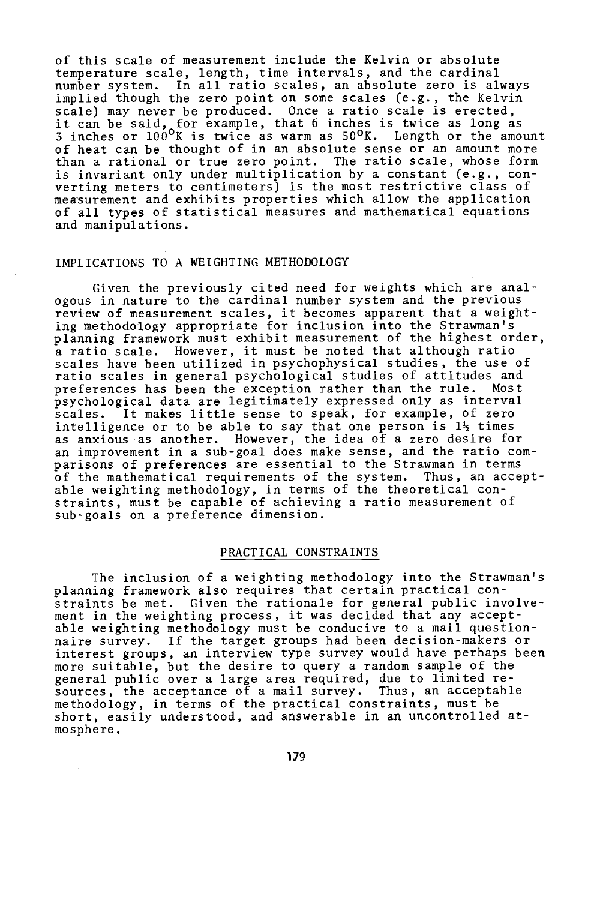of this scale of measurement include the Kelvin or absolute temperature scale, length, time intervals, and the cardinal number system. In all ratio scales, an absolute zero is always implied though the zero point on some scales (e.g., the Kelvin scale) may never be produced. Once a ratio scale is erected, it can be said, for example, that 6 inches is twice as long as 3 inches or $100^{\circ}K$ is twice as warm as $50^{\circ}K$. Length or the amount of heat can be thought of in an absolute sense or an amount more than a rational or true zero point. The ratio scale, whose form is invariant only under multiplication by a constant (e.g., converting meters to centimeters) is the most restrictive class of measurement and exhibits properties which allow the application of all types of statistical measures and mathematical equations and manipulations.

## IMPLICATIONS TO A WEIGHTING METHODOLOGY

Given the previously cited need for weights which are analogous in nature to the cardinal number system and the previous review of measurement scales, it becomes apparent that a weighting methodology appropriate for inclusion into the Strawman's planning framework must exhibit measurement of the highest order, a ratio scale. However, it must be noted that although ratio scales have been utilized in psychophysical studies, the use of ratio scales in general psychological studies of attitudes and preferences has been the exception rather than the rule. Most psychological data are legitimately expressed only as interval scales. It makes little sense to speak, for example, of zero intelligence or to be able to say that one person is 1½ times as anxious as another. However, the idea of a zero desire for an improvement in a sub-goal does make sense, and the ratio comparisons of preferences are essential to the Strawman in terms of the mathematical requirements of the system. Thus, an acceptable weighting methodology, in terms of the theoretical constraints, must be capable of achieving a ratio measurement of sub-goals on a preference dimension.

## PRACTICAL CONSTRAINTS

The inclusion of a weighting methodology into the Strawman's planning framework also requires that certain practical constraints be met. Given the rationale for general public involvement in the weighting process, it was decided that any acceptable weighting methodology must be conducive to a mail questionnaire survey. If the target groups had been decision-makers or interest groups, an interview type survey would have perhaps been more suitable, but the desire to query a random sample of the general public over a large area required, due to limited resources, the acceptance of a mail survey. Thus, an acceptable methodology, in terms of the practical constraints, must be short, easily understood, and answerable in an uncontrolled atmosphere.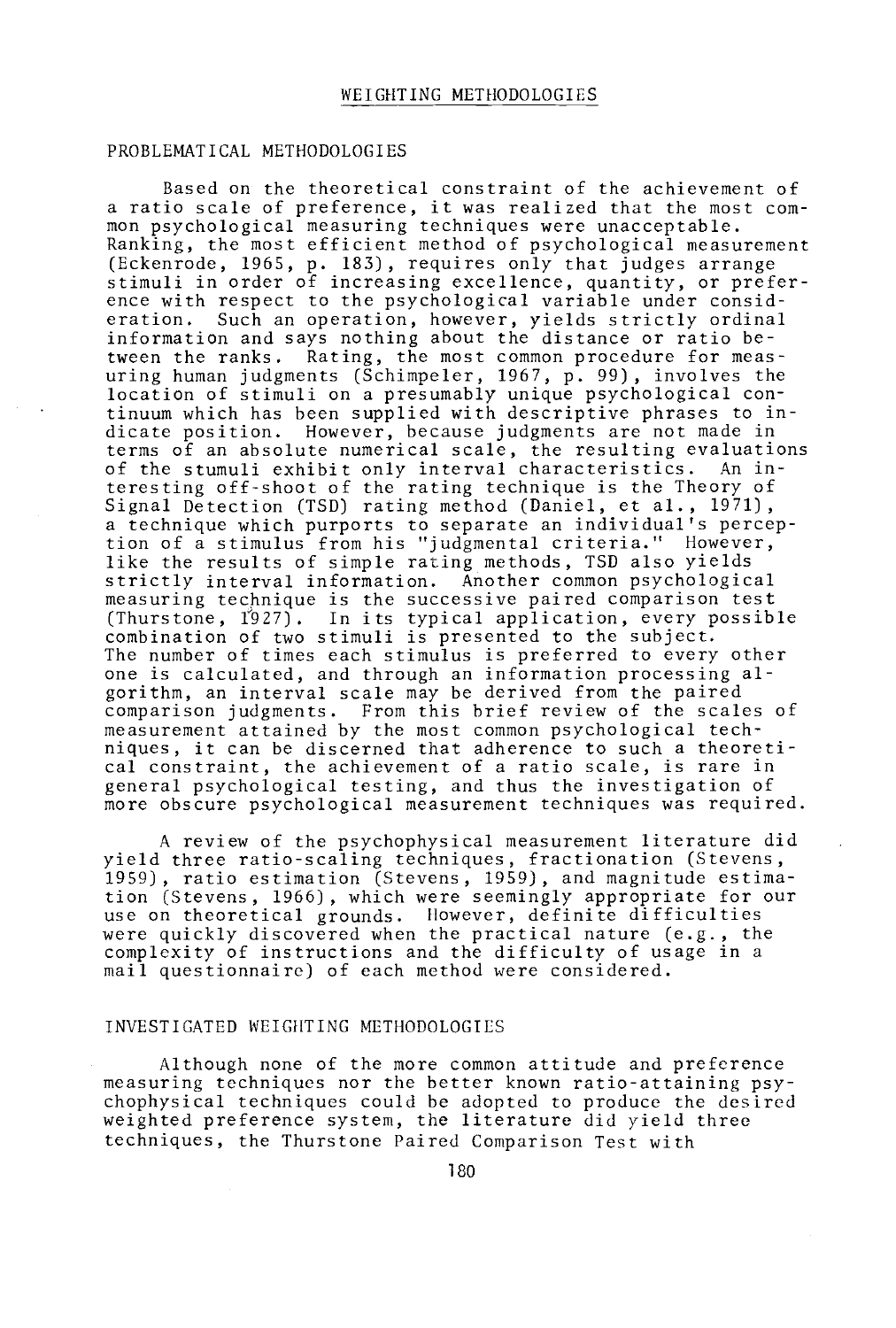# WEIGHTING METHODOLOGIES

## PROBLEMATICAL METHODOLOGIES

Based on the theoretical constraint of the achievement of a ratio scale of preference, it was realized that the most common psychological measuring techniques were unacceptable. Ranking, the most efficient method of psychological measurement (Eckenrode, 1965, p. 183), requires only that judges arrange stimuli in order of increasing excellence, quantity, or preference with respect to the psychological variable under consideration. Such an operation, however, yields strictly ordinal information and says nothing about the distance or ratio between the ranks. Rating, the most common procedure for measuring human judgments (Schimpeler, 1967, p. 99), involves the location of stimuli on a presumably unique psychological continuum which has been supplied with descriptive phrases to indicate position. However, because judgments are not made in terms of an absolute numerical scale, the resulting evaluations of the stumuli exhibit only interval characteristics. An interesting off-shoot of the rating technique is the Theory of Signal Detection (TSD) rating method (Daniel, et al., 1971), a technique which purports to separate an individual's perception of a stimulus from his "judgmental criteria." However, like the results of simple rating methods, TSD also yields strictly interval information. Another common psychological measuring technique is the successive paired comparison test (Thurstone, 1927). In its typical application, every possible combination of two stimuli is presented to the subject. The number of times each stimulus is preferred to every other one is calculated, and through an information processing algorithm, an interval scale may be derived from the paired comparison judgments. From this brief review of the scales of measurement attained by the most common psychological techniques, it can be discerned that adherence to such a theoretical constraint, the achievement of a ratio scale, is rare in general psychological testing, and thus the investigation of more obscure psychological measurement techniques was required.

A review of the psychophysical measurement literature did yield three ratio-scaling techniques, fractionation (Stevens, 1959), ratio estimation (Stevens, 1959), and magnitude estimation (Stevens, 1966), which were seemingly appropriate for our use on theoretical grounds. However, definite difficulties were quickly discovered when the practical nature (e.g., the complexity of instructions and the difficulty of usage in a mail questionnaire) of each method were considered.

## INVESTIGATED WEIGHTING METHODOLOGIES

Although none of the more common attitude and preference measuring techniques nor the better known ratio-attaining psychophysical techniques could be adopted to produce the desired weighted preference system, the literature did yield three techniques, the Thurstone Paired Comparison Test with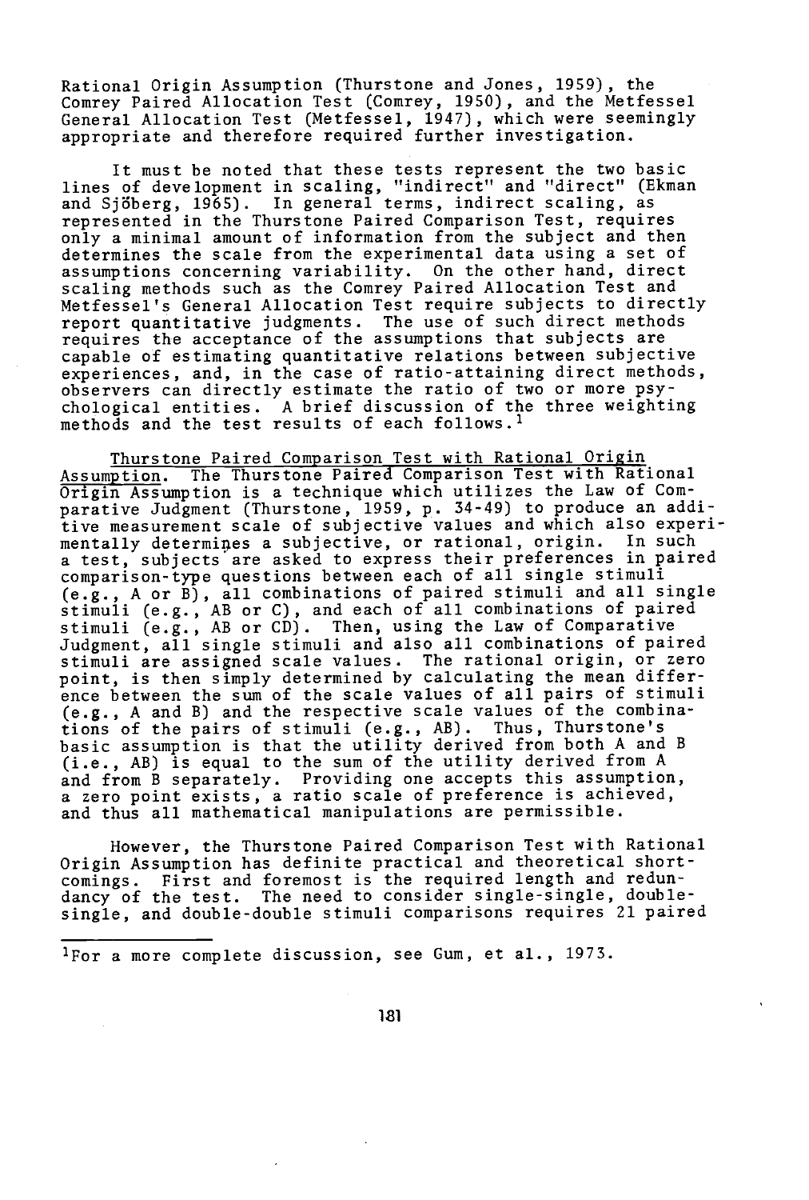Rational Origin Assumption (Thurstone and Jones, 1959), the Comrey Paired Allocation Test (Comrey, 1950), and the Metfessel General Allocation Test (Metfessel, 1947), which were seemingly appropriate and therefore required further investigation.

It must be noted that these tests represent the two basic lines of development in scaling, "indirect" and "direct" (Ekman and Sjöberg, 1965). In general terms, indirect scaling, as represented in the Thurstone Paired Comparison Test, requires only a minimal amount of information from the subject and then determines the scale from the experimental data using a set of assumptions concerning variability. On the other hand, direct scaling methods such as the Comrey Paired Allocation Test and Metfessel's General Allocation Test require subjects to directly report quantitative judgments. The use of such direct methods requires the acceptance of the assumptions that subjects are capable of estimating quantitative relations between subjective experiences, and, in the case of ratio-attaining direct methods, observers can directly estimate the ratio of two or more psychological entities. A brief discussion of the three weighting methods and the test results of each follows.[1]

Thurstone Paired Comparison Test with Rational Origin Assumption. The Thurstone Paired Comparison Test with Rational Origin Assumption is a technique which utilizes the Law of Comparative Judgment (Thurstone, 1959, p. 34-49) to produce an additive measurement scale of subjective values and which also experimentally determines a subjective, or rational, origin. In such a test, subjects are asked to express their preferences in paired comparison-type questions between each of all single stimuli (e.g., A or B), all combinations of paired stimuli and all single stimuli (e.g., AB or C), and each of all combinations of paired stimuli (e.g., AB or CD). Then, using the Law of Comparative Judgment, all single stimuli and also all combinations of paired stimuli are assigned scale values. The rational origin, or zero point, is then simply determined by calculating the mean difference between the sum of the scale values of all pairs of stimuli (e.g., A and B) and the respective scale values of the combinations of the pairs of stimuli (e.g., AB). Thus, Thurstone's basic assumption is that the utility derived from both A and B (i.e., AB) is equal to the sum of the utility derived from A and from B separately. Providing one accepts this assumption, a zero point exists, a ratio scale of preference is achieved, and thus all mathematical manipulations are permissible.

However, the Thurstone Paired Comparison Test with Rational Origin Assumption has definite practical and theoretical shortcomings. First and foremost is the required length and redundancy of the test. The need to consider single-single, double-single, and double-double stimuli comparisons requires 21 paired

[1]For a more complete discussion, see Gum, et al., 1973.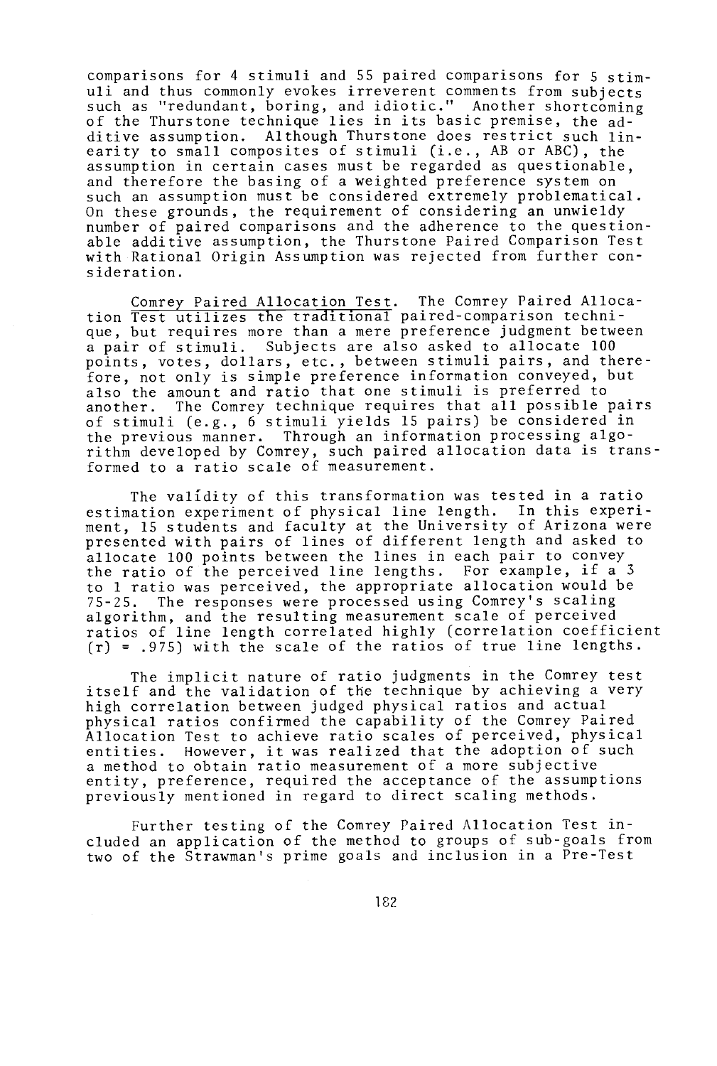comparisons for 4 stimuli and 55 paired comparisons for 5 stimuli and thus commonly evokes irreverent comments from subjects such as "redundant, boring, and idiotic." Another shortcoming of the Thurstone technique lies in its basic premise, the additive assumption. Although Thurstone does restrict such linearity to small composites of stimuli (i.e., AB or ABC), the assumption in certain cases must be regarded as questionable, and therefore the basing of a weighted preference system on such an assumption must be considered extremely problematical. On these grounds, the requirement of considering an unwieldy number of paired comparisons and the adherence to the questionable additive assumption, the Thurstone Paired Comparison Test with Rational Origin Assumption was rejected from further consideration.

<u>Comrey Paired Allocation Test</u>. The Comrey Paired Allocation Test utilizes the traditional paired-comparison technique, but requires more than a mere preference judgment between a pair of stimuli. Subjects are also asked to allocate 100 points, votes, dollars, etc., between stimuli pairs, and therefore, not only is simple preference information conveyed, but also the amount and ratio that one stimuli is preferred to another. The Comrey technique requires that all possible pairs of stimuli (e.g., 6 stimuli yields 15 pairs) be considered in the previous manner. Through an information processing algorithm developed by Comrey, such paired allocation data is transformed to a ratio scale of measurement.

The validity of this transformation was tested in a ratio estimation experiment of physical line length. In this experiment, 15 students and faculty at the University of Arizona were presented with pairs of lines of different length and asked to allocate 100 points between the lines in each pair to convey the ratio of the perceived line lengths. For example, if a 3 to 1 ratio was perceived, the appropriate allocation would be 75-25. The responses were processed using Comrey's scaling algorithm, and the resulting measurement scale of perceived ratios of line length correlated highly (correlation coefficient (r) = .975) with the scale of the ratios of true line lengths.

The implicit nature of ratio judgments in the Comrey test itself and the validation of the technique by achieving a very high correlation between judged physical ratios and actual physical ratios confirmed the capability of the Comrey Paired Allocation Test to achieve ratio scales of perceived, physical entities. However, it was realized that the adoption of such a method to obtain ratio measurement of a more subjective entity, preference, required the acceptance of the assumptions previously mentioned in regard to direct scaling methods.

Further testing of the Comrey Paired Allocation Test included an application of the method to groups of sub-goals from two of the Strawman's prime goals and inclusion in a Pre-Test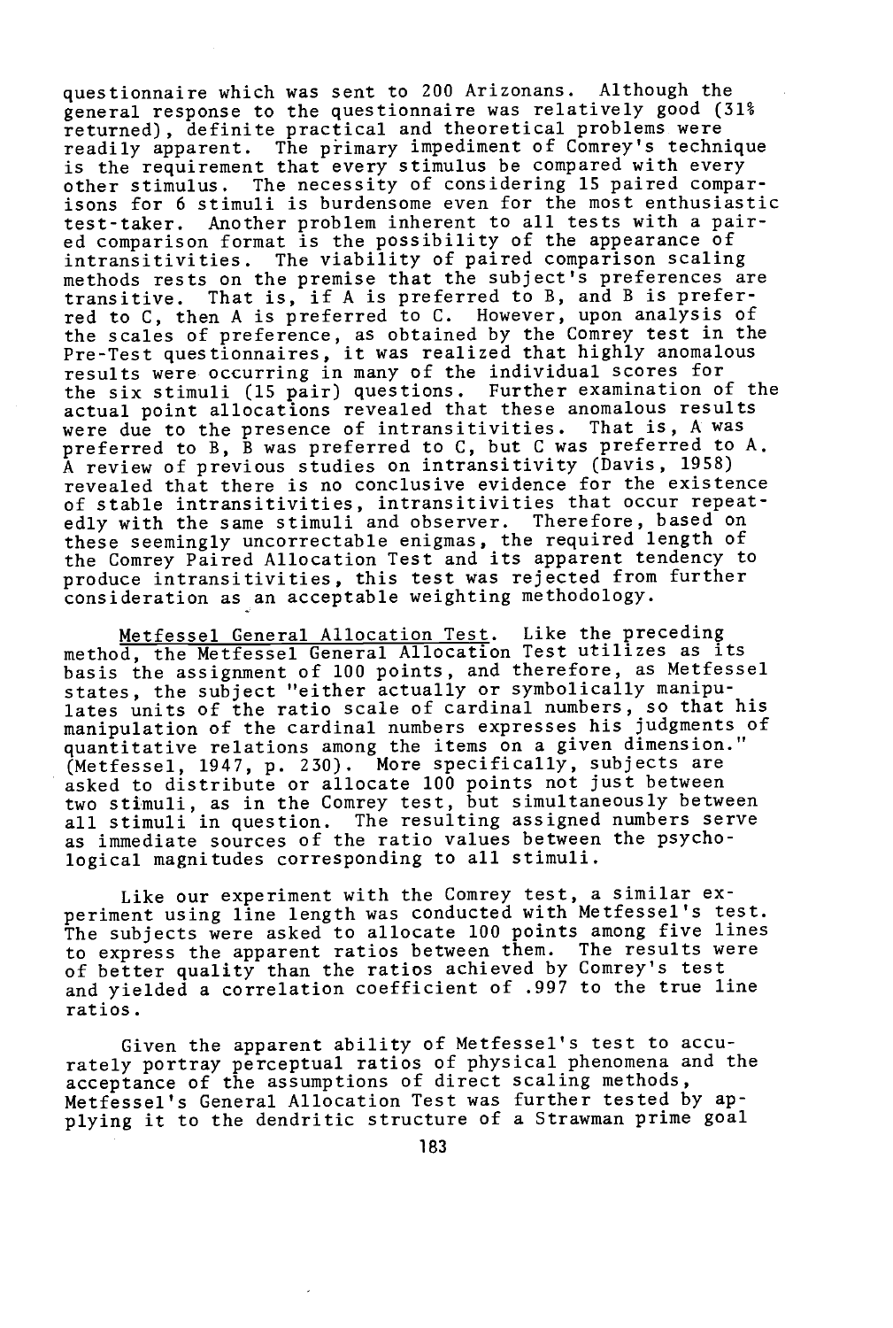questionnaire which was sent to 200 Arizonans. Although the general response to the questionnaire was relatively good (31% returned), definite practical and theoretical problems were readily apparent. The primary impediment of Comrey's technique is the requirement that every stimulus be compared with every other stimulus. The necessity of considering 15 paired comparisons for 6 stimuli is burdensome even for the most enthusiastic test-taker. Another problem inherent to all tests with a paired comparison format is the possibility of the appearance of intransitivities. The viability of paired comparison scaling methods rests on the premise that the subject's preferences are transitive. That is, if A is preferred to B, and B is preferred to C, then A is preferred to C. However, upon analysis of the scales of preference, as obtained by the Comrey test in the Pre-Test questionnaires, it was realized that highly anomalous results were occurring in many of the individual scores for the six stimuli (15 pair) questions. Further examination of the actual point allocations revealed that these anomalous results were due to the presence of intransitivities. That is, A was preferred to B, B was preferred to C, but C was preferred to A. A review of previous studies on intransitivity (Davis, 1958) revealed that there is no conclusive evidence for the existence of stable intransitivities, intransitivities that occur repeatedly with the same stimuli and observer. Therefore, based on these seemingly uncorrectable enigmas, the required length of the Comrey Paired Allocation Test and its apparent tendency to produce intransitivities, this test was rejected from further consideration as an acceptable weighting methodology.

Metfessel General Allocation Test. Like the preceding method, the Metfessel General Allocation Test utilizes as its basis the assignment of 100 points, and therefore, as Metfessel states, the subject "either actually or symbolically manipulates units of the ratio scale of cardinal numbers, so that his manipulation of the cardinal numbers expresses his judgments of quantitative relations among the items on a given dimension." (Metfessel, 1947, p. 230). More specifically, subjects are asked to distribute or allocate 100 points not just between two stimuli, as in the Comrey test, but simultaneously between all stimuli in question. The resulting assigned numbers serve as immediate sources of the ratio values between the psychological magnitudes corresponding to all stimuli.

Like our experiment with the Comrey test, a similar experiment using line length was conducted with Metfessel's test. The subjects were asked to allocate 100 points among five lines to express the apparent ratios between them. The results were of better quality than the ratios achieved by Comrey's test and yielded a correlation coefficient of .997 to the true line ratios.

Given the apparent ability of Metfessel's test to accurately portray perceptual ratios of physical phenomena and the acceptance of the assumptions of direct scaling methods, Metfessel's General Allocation Test was further tested by applying it to the dendritic structure of a Strawman prime goal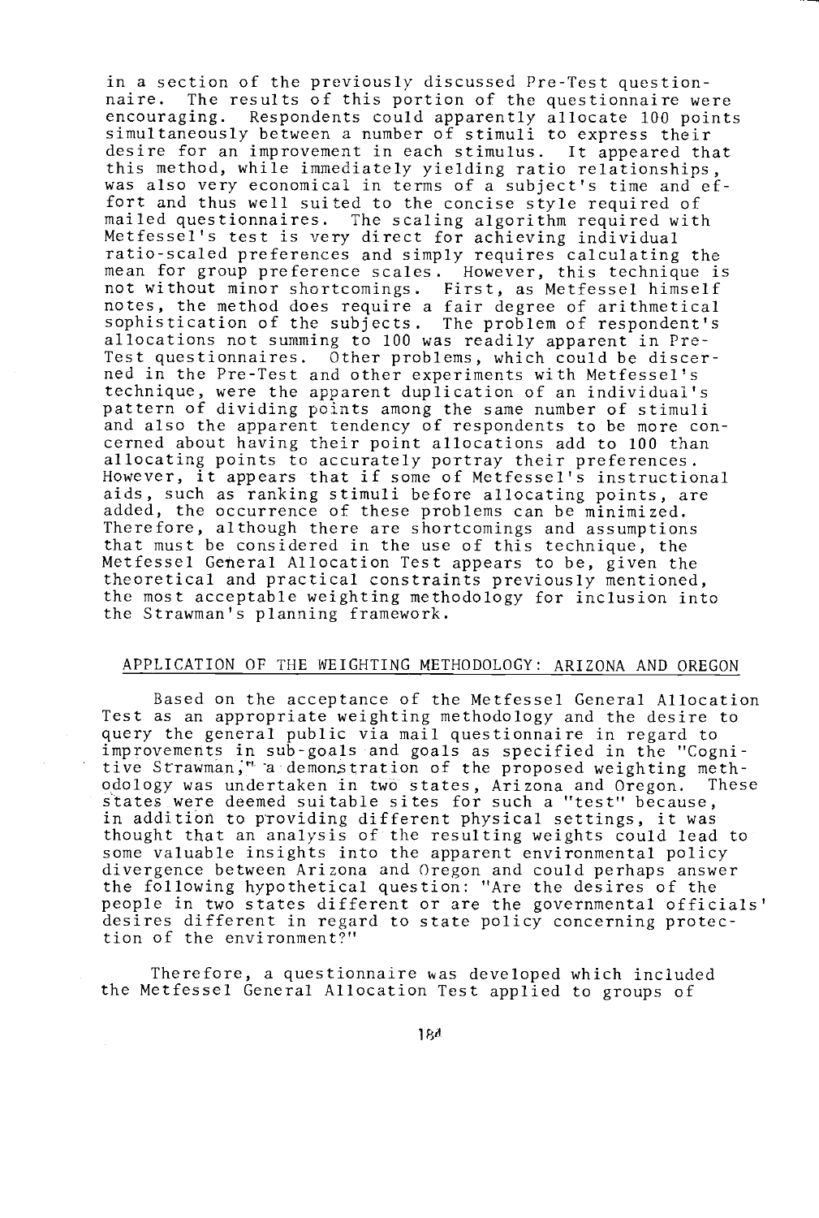in a section of the previously discussed Pre-Test questionnaire. The results of this portion of the questionnaire were encouraging. Respondents could apparently allocate 100 points simultaneously between a number of stimuli to express their desire for an improvement in each stimulus. It appeared that this method, while immediately yielding ratio relationships, was also very economical in terms of a subject's time and effort and thus well suited to the concise style required of mailed questionnaires. The scaling algorithm required with Metfessel's test is very direct for achieving individual ratio-scaled preferences and simply requires calculating the mean for group preference scales. However, this technique is not without minor shortcomings. First, as Metfessel himself notes, the method does require a fair degree of arithmetical sophistication of the subjects. The problem of respondent's allocations not summing to 100 was readily apparent in Pre-Test questionnaires. Other problems, which could be discerned in the Pre-Test and other experiments with Metfessel's technique, were the apparent duplication of an individual's pattern of dividing points among the same number of stimuli and also the apparent tendency of respondents to be more concerned about having their point allocations add to 100 than allocating points to accurately portray their preferences. However, it appears that if some of Metfessel's instructional aids, such as ranking stimuli before allocating points, are added, the occurrence of these problems can be minimized. Therefore, although there are shortcomings and assumptions that must be considered in the use of this technique, the Metfessel General Allocation Test appears to be, given the theoretical and practical constraints previously mentioned, the most acceptable weighting methodology for inclusion into the Strawman's planning framework.

## APPLICATION OF THE WEIGHTING METHODOLOGY: ARIZONA AND OREGON

Based on the acceptance of the Metfessel General Allocation Test as an appropriate weighting methodology and the desire to query the general public via mail questionnaire in regard to improvements in sub-goals and goals as specified in the "Cognitive Strawman," a demonstration of the proposed weighting methodology was undertaken in two states, Arizona and Oregon. These states were deemed suitable sites for such a "test" because, in addition to providing different physical settings, it was thought that an analysis of the resulting weights could lead to some valuable insights into the apparent environmental policy divergence between Arizona and Oregon and could perhaps answer the following hypothetical question: "Are the desires of the people in two states different or are the governmental officials' desires different in regard to state policy concerning protection of the environment?"

Therefore, a questionnaire was developed which included the Metfessel General Allocation Test applied to groups of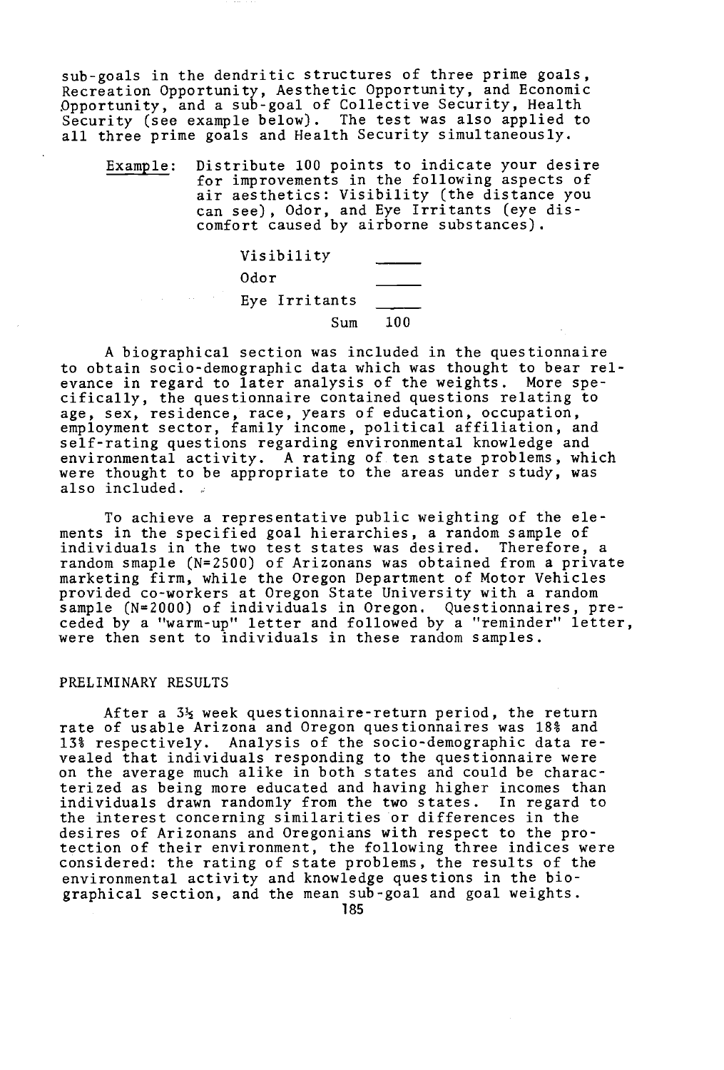sub-goals in the dendritic structures of three prime goals, Recreation Opportunity, Aesthetic Opportunity, and Economic Opportunity, and a sub-goal of Collective Security, Health Security (see example below). The test was also applied to all three prime goals and Health Security simultaneously.

<u>Example</u>: Distribute 100 points to indicate your desire for improvements in the following aspects of air aesthetics: Visibility (the distance you can see), Odor, and Eye Irritants (eye discomfort caused by airborne substances).

| | |
|---|---|
| Visibility | _____ |
| Odor | _____ |
| Eye Irritants | _____ |
| Sum | 100 |

A biographical section was included in the questionnaire to obtain socio-demographic data which was thought to bear relevance in regard to later analysis of the weights. More specifically, the questionnaire contained questions relating to age, sex, residence, race, years of education, occupation, employment sector, family income, political affiliation, and self-rating questions regarding environmental knowledge and environmental activity. A rating of ten state problems, which were thought to be appropriate to the areas under study, was also included.

To achieve a representative public weighting of the elements in the specified goal hierarchies, a random sample of individuals in the two test states was desired. Therefore, a random smaple (N=2500) of Arizonans was obtained from a private marketing firm, while the Oregon Department of Motor Vehicles provided co-workers at Oregon State University with a random sample (N=2000) of individuals in Oregon. Questionnaires, preceded by a "warm-up" letter and followed by a "reminder" letter, were then sent to individuals in these random samples.

## PRELIMINARY RESULTS

After a 3½ week questionnaire-return period, the return rate of usable Arizona and Oregon questionnaires was 18% and 13% respectively. Analysis of the socio-demographic data revealed that individuals responding to the questionnaire were on the average much alike in both states and could be characterized as being more educated and having higher incomes than individuals drawn randomly from the two states. In regard to the interest concerning similarities or differences in the desires of Arizonans and Oregonians with respect to the protection of their environment, the following three indices were considered: the rating of state problems, the results of the environmental activity and knowledge questions in the biographical section, and the mean sub-goal and goal weights.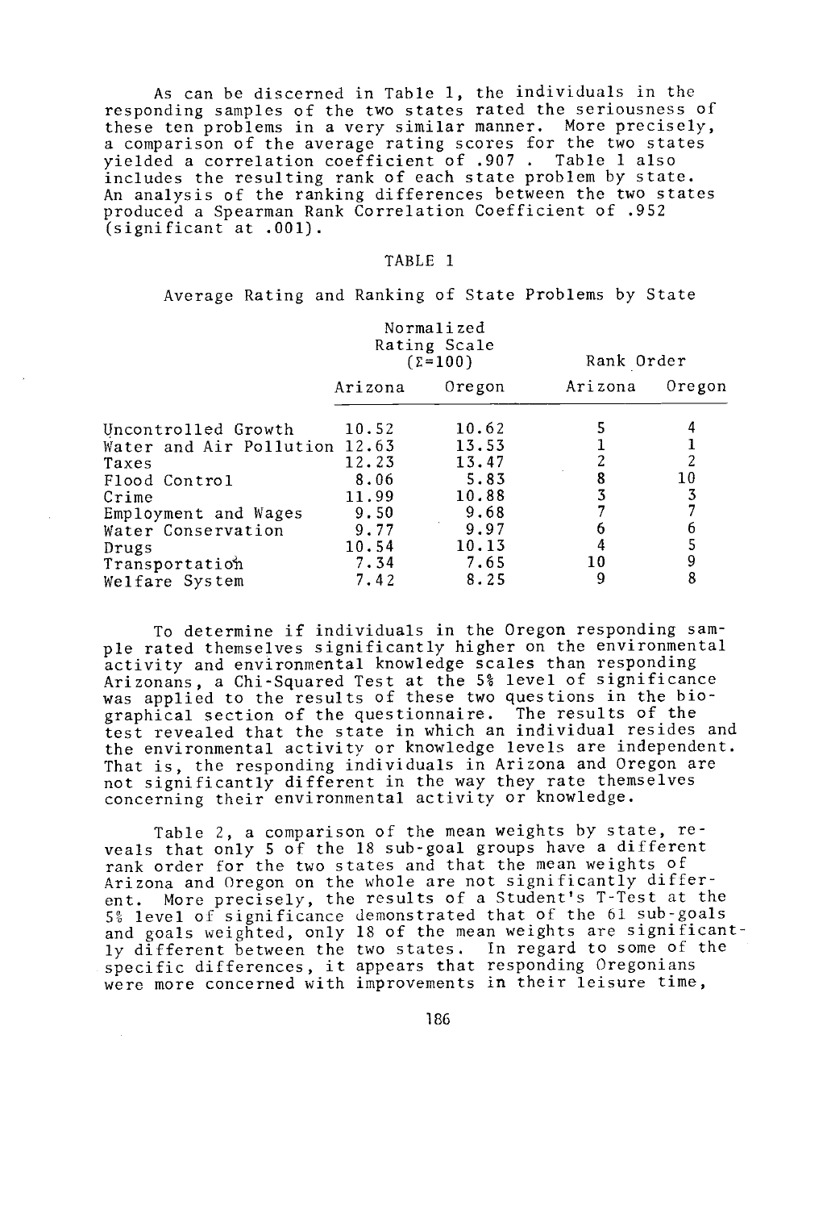As can be discerned in Table 1, the individuals in the responding samples of the two states rated the seriousness of these ten problems in a very similar manner. More precisely, a comparison of the average rating scores for the two states yielded a correlation coefficient of .907 . Table 1 also includes the resulting rank of each state problem by state. An analysis of the ranking differences between the two states produced a Spearman Rank Correlation Coefficient of .952 (significant at .001).

TABLE 1

Average Rating and Ranking of State Problems by State

| | Normalized Rating Scale ($\Sigma$=100) | | Rank Order | |
|---|---|---|---|---|
| | Arizona | Oregon | Arizona | Oregon |
| Uncontrolled Growth | 10.52 | 10.62 | 5 | 4 |
| Water and Air Pollution | 12.63 | 13.53 | 1 | 1 |
| Taxes | 12.23 | 13.47 | 2 | 2 |
| Flood Control | 8.06 | 5.83 | 8 | 10 |
| Crime | 11.99 | 10.88 | 3 | 3 |
| Employment and Wages | 9.50 | 9.68 | 7 | 7 |
| Water Conservation | 9.77 | 9.97 | 6 | 6 |
| Drugs | 10.54 | 10.13 | 4 | 5 |
| Transportation | 7.34 | 7.65 | 10 | 9 |
| Welfare System | 7.42 | 8.25 | 9 | 8 |

To determine if individuals in the Oregon responding sample rated themselves significantly higher on the environmental activity and environmental knowledge scales than responding Arizonans, a Chi-Squared Test at the 5% level of significance was applied to the results of these two questions in the biographical section of the questionnaire. The results of the test revealed that the state in which an individual resides and the environmental activity or knowledge levels are independent. That is, the responding individuals in Arizona and Oregon are not significantly different in the way they rate themselves concerning their environmental activity or knowledge.

Table 2, a comparison of the mean weights by state, reveals that only 5 of the 18 sub-goal groups have a different rank order for the two states and that the mean weights of Arizona and Oregon on the whole are not significantly different. More precisely, the results of a Student's T-Test at the 5% level of significance demonstrated that of the 61 sub-goals and goals weighted, only 18 of the mean weights are significantly different between the two states. In regard to some of the specific differences, it appears that responding Oregonians were more concerned with improvements in their leisure time,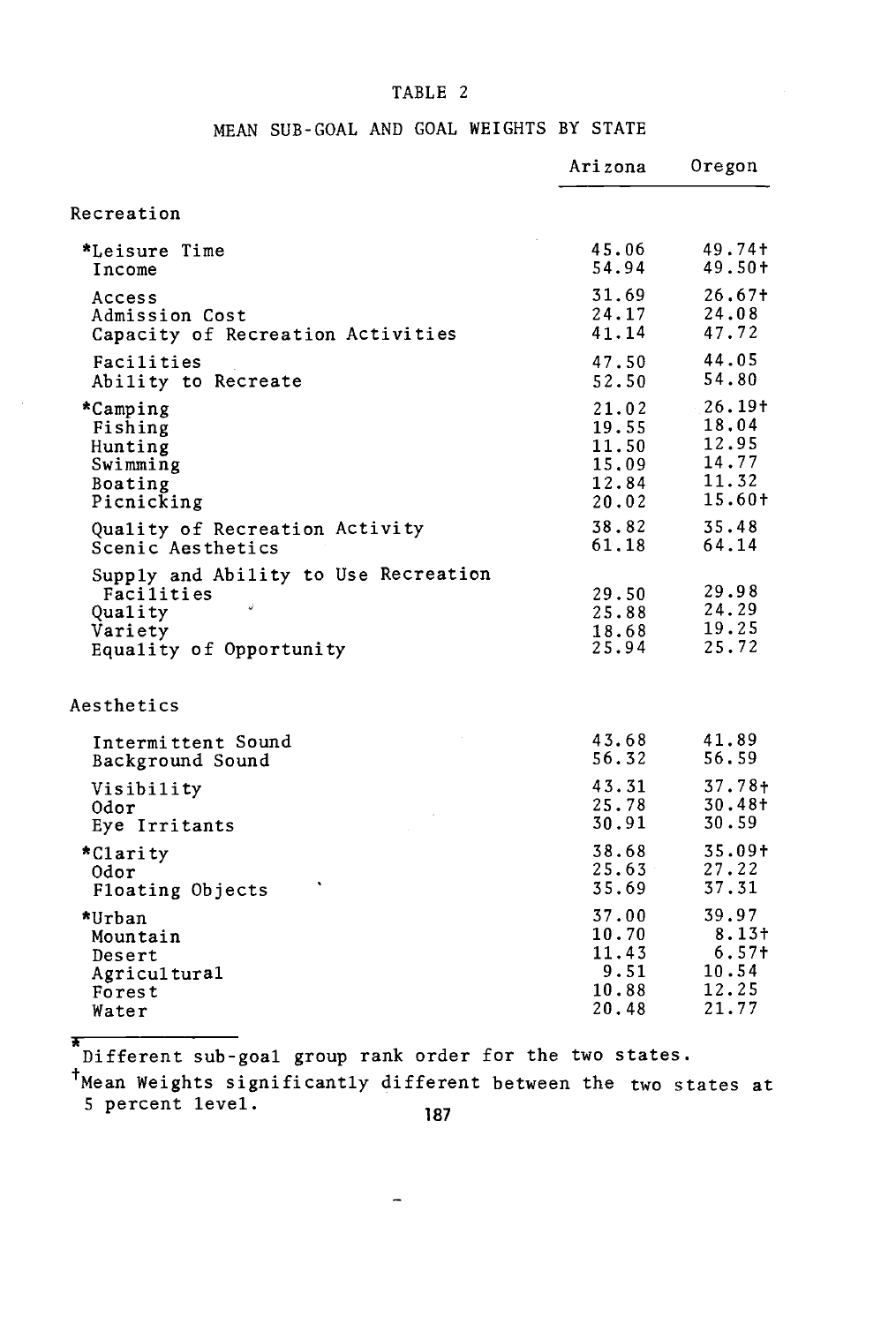TABLE 2

MEAN SUB-GOAL AND GOAL WEIGHTS BY STATE

| | Arizona | Oregon |
|---|---|---|
| **Recreation** | | |
| *Leisure Time | 45.06 | 49.74† |
| Income | 54.94 | 49.50† |
| Access | 31.69 | 26.67† |
| Admission Cost | 24.17 | 24.08 |
| Capacity of Recreation Activities | 41.14 | 47.72 |
| Facilities | 47.50 | 44.05 |
| Ability to Recreate | 52.50 | 54.80 |
| *Camping | 21.02 | 26.19† |
| Fishing | 19.55 | 18.04 |
| Hunting | 11.50 | 12.95 |
| Swimming | 15.09 | 14.77 |
| Boating | 12.84 | 11.32 |
| Picnicking | 20.02 | 15.60† |
| Quality of Recreation Activity | 38.82 | 35.48 |
| Scenic Aesthetics | 61.18 | 64.14 |
| Supply and Ability to Use Recreation Facilities | 29.50 | 29.98 |
| Quality | 25.88 | 24.29 |
| Variety | 18.68 | 19.25 |
| Equality of Opportunity | 25.94 | 25.72 |
| **Aesthetics** | | |
| Intermittent Sound | 43.68 | 41.89 |
| Background Sound | 56.32 | 56.59 |
| Visibility | 43.31 | 37.78† |
| Odor | 25.78 | 30.48† |
| Eye Irritants | 30.91 | 30.59 |
| *Clarity | 38.68 | 35.09† |
| Odor | 25.63 | 27.22 |
| Floating Objects | 35.69 | 37.31 |
| *Urban | 37.00 | 39.97 |
| Mountain | 10.70 | 8.13† |
| Desert | 11.43 | 6.57† |
| Agricultural | 9.51 | 10.54 |
| Forest | 10.88 | 12.25 |
| Water | 20.48 | 21.77 |

*Different sub-goal group rank order for the two states.

†Mean Weights significantly different between the two states at 5 percent level.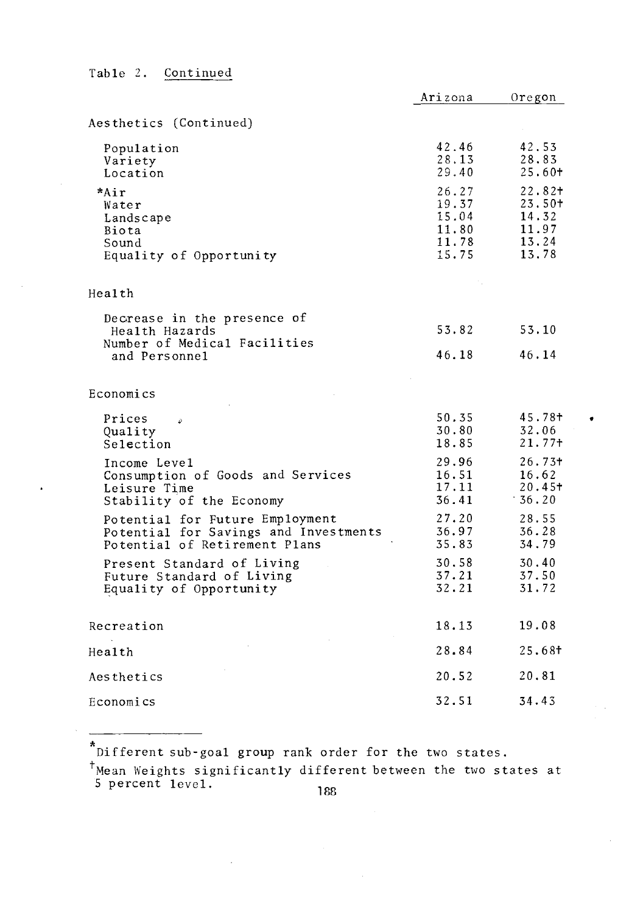Table 2. Continued

| | Arizona | Oregon |
|---|---|---|
| Aesthetics (Continued) | | |
| Population | 42.46 | 42.53 |
| Variety | 28.13 | 28.83 |
| Location | 29.40 | 25.60† |
| *Air | 26.27 | 22.82† |
| Water | 19.37 | 23.50† |
| Landscape | 15.04 | 14.32 |
| Biota | 11.80 | 11.97 |
| Sound | 11.78 | 13.24 |
| Equality of Opportunity | 15.75 | 13.78 |
| Health | | |
| Decrease in the presence of Health Hazards | 53.82 | 53.10 |
| Number of Medical Facilities and Personnel | 46.18 | 46.14 |
| Economics | | |
| Prices | 50.35 | 45.78† |
| Quality | 30.80 | 32.06 |
| Selection | 18.85 | 21.77† |
| Income Level | 29.96 | 26.73† |
| Consumption of Goods and Services | 16.51 | 16.62 |
| Leisure Time | 17.11 | 20.45† |
| Stability of the Economy | 36.41 | 36.20 |
| Potential for Future Employment | 27.20 | 28.55 |
| Potential for Savings and Investments | 36.97 | 36.28 |
| Potential of Retirement Plans | 35.83 | 34.79 |
| Present Standard of Living | 30.58 | 30.40 |
| Future Standard of Living | 37.21 | 37.50 |
| Equality of Opportunity | 32.21 | 31.72 |
| Recreation | 18.13 | 19.08 |
| Health | 28.84 | 25.68† |
| Aesthetics | 20.52 | 20.81 |
| Economics | 32.51 | 34.43 |

*Different sub-goal group rank order for the two states.

†Mean Weights significantly different between the two states at 5 percent level.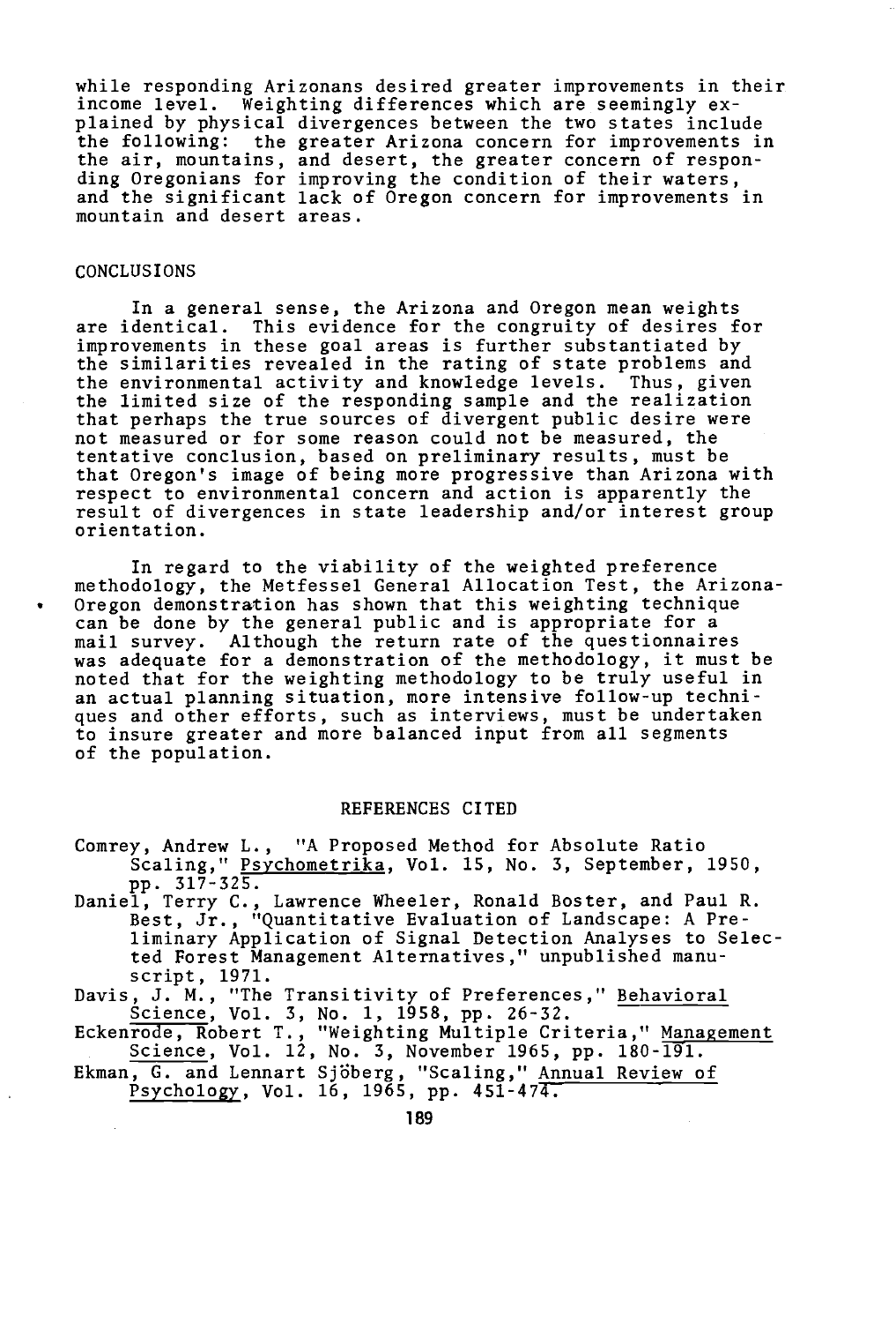while responding Arizonans desired greater improvements in their income level. Weighting differences which are seemingly explained by physical divergences between the two states include the following: the greater Arizona concern for improvements in the air, mountains, and desert, the greater concern of responding Oregonians for improving the condition of their waters, and the significant lack of Oregon concern for improvements in mountain and desert areas.

## CONCLUSIONS

In a general sense, the Arizona and Oregon mean weights are identical. This evidence for the congruity of desires for improvements in these goal areas is further substantiated by the similarities revealed in the rating of state problems and the environmental activity and knowledge levels. Thus, given the limited size of the responding sample and the realization that perhaps the true sources of divergent public desire were not measured or for some reason could not be measured, the tentative conclusion, based on preliminary results, must be that Oregon's image of being more progressive than Arizona with respect to environmental concern and action is apparently the result of divergences in state leadership and/or interest group orientation.

In regard to the viability of the weighted preference methodology, the Metfessel General Allocation Test, the Arizona-Oregon demonstration has shown that this weighting technique can be done by the general public and is appropriate for a mail survey. Although the return rate of the questionnaires was adequate for a demonstration of the methodology, it must be noted that for the weighting methodology to be truly useful in an actual planning situation, more intensive follow-up techniques and other efforts, such as interviews, must be undertaken to insure greater and more balanced input from all segments of the population.

## REFERENCES CITED

Comrey, Andrew L., "A Proposed Method for Absolute Ratio Scaling," Psychometrika, Vol. 15, No. 3, September, 1950, pp. 317-325.

Daniel, Terry C., Lawrence Wheeler, Ronald Boster, and Paul R. Best, Jr., "Quantitative Evaluation of Landscape: A Preliminary Application of Signal Detection Analyses to Selected Forest Management Alternatives," unpublished manuscript, 1971.

Davis, J. M., "The Transitivity of Preferences," Behavioral Science, Vol. 3, No. 1, 1958, pp. 26-32.

Eckenrode, Robert T., "Weighting Multiple Criteria," Management Science, Vol. 12, No. 3, November 1965, pp. 180-191.

Ekman, G. and Lennart Sjöberg, "Scaling," Annual Review of Psychology, Vol. 16, 1965, pp. 451-474.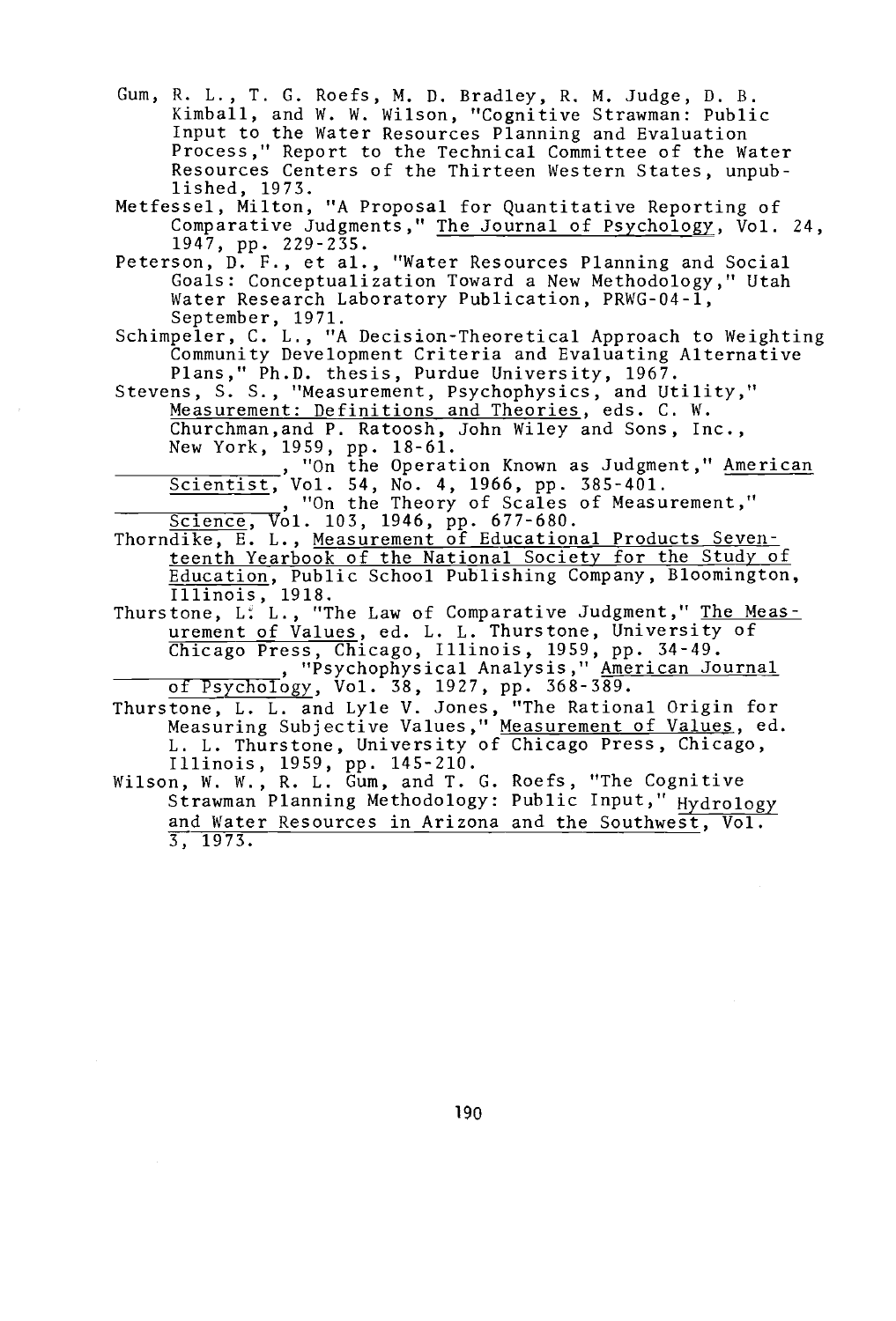Gum, R. L., T. G. Roefs, M. D. Bradley, R. M. Judge, D. B. Kimball, and W. W. Wilson, "Cognitive Strawman: Public Input to the Water Resources Planning and Evaluation Process," Report to the Technical Committee of the Water Resources Centers of the Thirteen Western States, unpublished, 1973.

Metfessel, Milton, "A Proposal for Quantitative Reporting of Comparative Judgments," The Journal of Psychology, Vol. 24, 1947, pp. 229-235.

Peterson, D. F., et al., "Water Resources Planning and Social Goals: Conceptualization Toward a New Methodology," Utah Water Research Laboratory Publication, PRWG-04-1, September, 1971.

Schimpeler, C. L., "A Decision-Theoretical Approach to Weighting Community Development Criteria and Evaluating Alternative Plans," Ph.D. thesis, Purdue University, 1967.

Stevens, S. S., "Measurement, Psychophysics, and Utility," Measurement: Definitions and Theories, eds. C. W. Churchman, and P. Ratoosh, John Wiley and Sons, Inc., New York, 1959, pp. 18-61.

\_\_\_\_\_\_\_\_\_\_, "On the Operation Known as Judgment," American Scientist, Vol. 54, No. 4, 1966, pp. 385-401.

\_\_\_\_\_\_\_\_\_\_, "On the Theory of Scales of Measurement," Science, Vol. 103, 1946, pp. 677-680.

Thorndike, E. L., Measurement of Educational Products Seventeenth Yearbook of the National Society for the Study of Education, Public School Publishing Company, Bloomington, Illinois, 1918.

Thurstone, L. L., "The Law of Comparative Judgment," The Measurement of Values, ed. L. L. Thurstone, University of Chicago Press, Chicago, Illinois, 1959, pp. 34-49.

\_\_\_\_\_\_\_\_\_\_, "Psychophysical Analysis," American Journal of Psychology, Vol. 38, 1927, pp. 368-389.

Thurstone, L. L. and Lyle V. Jones, "The Rational Origin for Measuring Subjective Values," Measurement of Values, ed. L. L. Thurstone, University of Chicago Press, Chicago, Illinois, 1959, pp. 145-210.

Wilson, W. W., R. L. Gum, and T. G. Roefs, "The Cognitive Strawman Planning Methodology: Public Input," Hydrology and Water Resources in Arizona and the Southwest, Vol. 3, 1973.